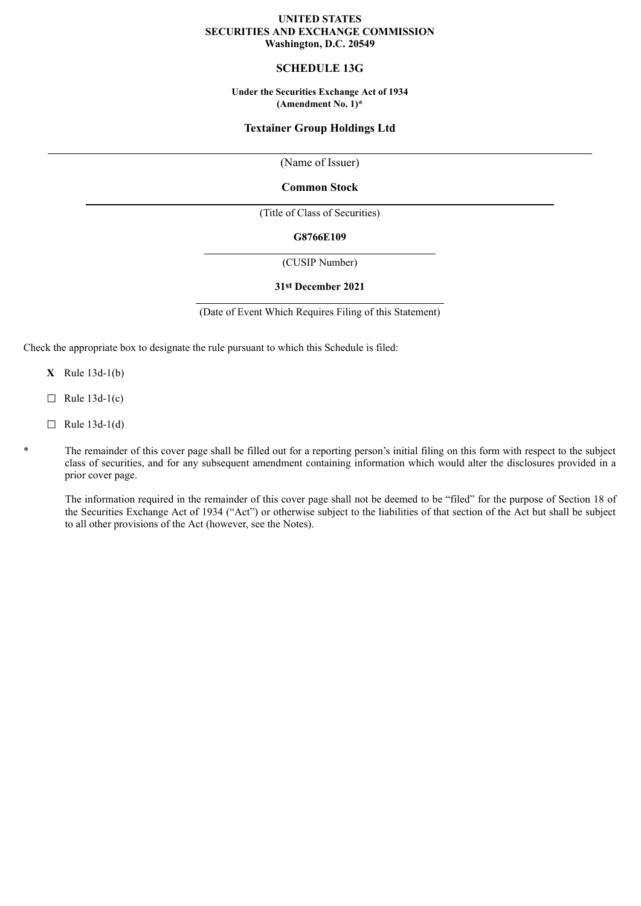**UNITED STATES**
**SECURITIES AND EXCHANGE COMMISSION**
**Washington, D.C. 20549**

# SCHEDULE 13G

**Under the Securities Exchange Act of 1934**
**(Amendment No. 1)***

**Textainer Group Holdings Ltd**

(Name of Issuer)

**Common Stock**

(Title of Class of Securities)

**G8766E109**

(CUSIP Number)

**31st December 2021**

(Date of Event Which Requires Filing of this Statement)

Check the appropriate box to designate the rule pursuant to which this Schedule is filed:

**X** Rule 13d-1(b)

☐ Rule 13d-1(c)

☐ Rule 13d-1(d)

\* The remainder of this cover page shall be filled out for a reporting person's initial filing on this form with respect to the subject class of securities, and for any subsequent amendment containing information which would alter the disclosures provided in a prior cover page.

The information required in the remainder of this cover page shall not be deemed to be "filed" for the purpose of Section 18 of the Securities Exchange Act of 1934 ("Act") or otherwise subject to the liabilities of that section of the Act but shall be subject to all other provisions of the Act (however, see the Notes).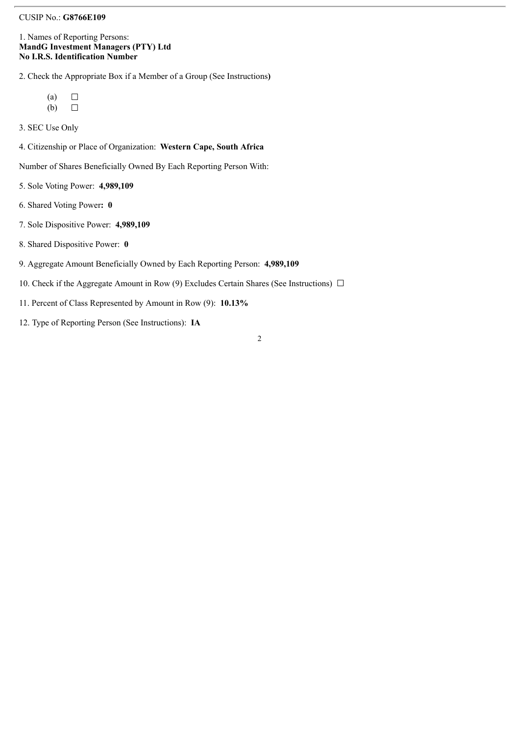CUSIP No.: **G8766E109**

1. Names of Reporting Persons:
**MandG Investment Managers (PTY) Ltd**
**No I.R.S. Identification Number**

2. Check the Appropriate Box if a Member of a Group (See Instructions**)**

(a) ☐
(b) ☐

3. SEC Use Only

4. Citizenship or Place of Organization: **Western Cape, South Africa**

Number of Shares Beneficially Owned By Each Reporting Person With:

5. Sole Voting Power: **4,989,109**

6. Shared Voting Power**: 0**

7. Sole Dispositive Power: **4,989,109**

8. Shared Dispositive Power: **0**

9. Aggregate Amount Beneficially Owned by Each Reporting Person: **4,989,109**

10. Check if the Aggregate Amount in Row (9) Excludes Certain Shares (See Instructions) ☐

11. Percent of Class Represented by Amount in Row (9): **10.13%**

12. Type of Reporting Person (See Instructions): **IA**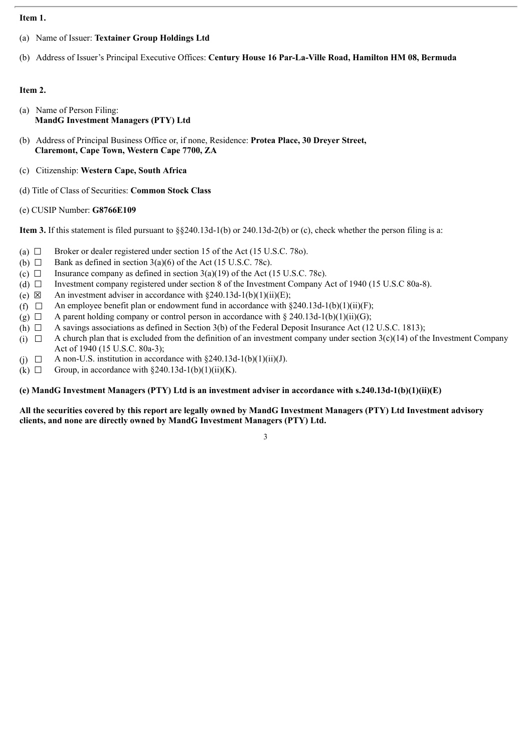**Item 1.**

(a) Name of Issuer: **Textainer Group Holdings Ltd**

(b) Address of Issuer's Principal Executive Offices: **Century House 16 Par-La-Ville Road, Hamilton HM 08, Bermuda**

**Item 2.**

(a) Name of Person Filing:
**MandG Investment Managers (PTY) Ltd**

(b) Address of Principal Business Office or, if none, Residence: **Protea Place, 30 Dreyer Street, Claremont, Cape Town, Western Cape 7700, ZA**

(c) Citizenship: **Western Cape, South Africa**

(d) Title of Class of Securities: **Common Stock Class**

(e) CUSIP Number: **G8766E109**

**Item 3.** If this statement is filed pursuant to §§240.13d-1(b) or 240.13d-2(b) or (c), check whether the person filing is a:

- (a) ☐ Broker or dealer registered under section 15 of the Act (15 U.S.C. 78o).
- (b) ☐ Bank as defined in section 3(a)(6) of the Act (15 U.S.C. 78c).
- (c) ☐ Insurance company as defined in section 3(a)(19) of the Act (15 U.S.C. 78c).
- (d) ☐ Investment company registered under section 8 of the Investment Company Act of 1940 (15 U.S.C 80a-8).
- (e) ☒ An investment adviser in accordance with §240.13d-1(b)(1)(ii)(E);
- (f) ☐ An employee benefit plan or endowment fund in accordance with §240.13d-1(b)(1)(ii)(F);
- (g) ☐ A parent holding company or control person in accordance with § 240.13d-1(b)(1)(ii)(G);
- (h) ☐ A savings associations as defined in Section 3(b) of the Federal Deposit Insurance Act (12 U.S.C. 1813);
- (i) ☐ A church plan that is excluded from the definition of an investment company under section 3(c)(14) of the Investment Company Act of 1940 (15 U.S.C. 80a-3);
- (j) ☐ A non-U.S. institution in accordance with §240.13d-1(b)(1)(ii)(J).
- (k) ☐ Group, in accordance with §240.13d-1(b)(1)(ii)(K).

**(e) MandG Investment Managers (PTY) Ltd is an investment adviser in accordance with s.240.13d-1(b)(1)(ii)(E)**

**All the securities covered by this report are legally owned by MandG Investment Managers (PTY) Ltd Investment advisory clients, and none are directly owned by MandG Investment Managers (PTY) Ltd.**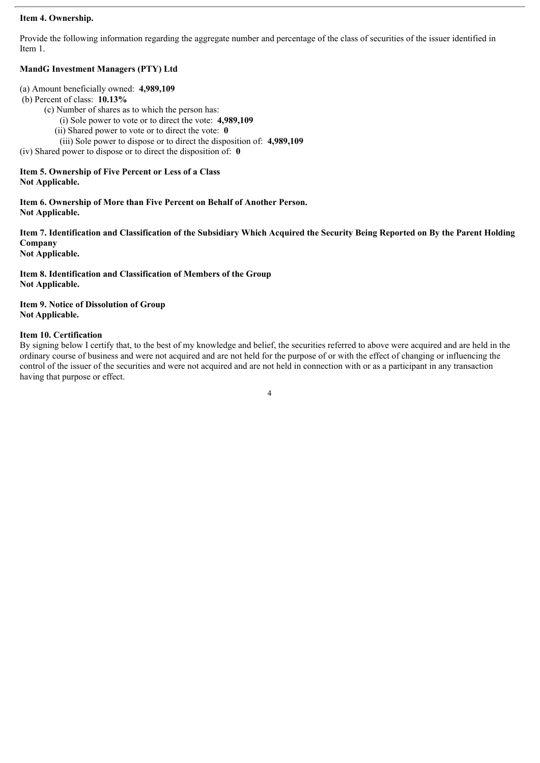**Item 4. Ownership.**

Provide the following information regarding the aggregate number and percentage of the class of securities of the issuer identified in Item 1.

**MandG Investment Managers (PTY) Ltd**

(a) Amount beneficially owned: **4,989,109**

(b) Percent of class: **10.13%**

(c) Number of shares as to which the person has:

(i) Sole power to vote or to direct the vote: **4,989,109**

(ii) Shared power to vote or to direct the vote: **0**

(iii) Sole power to dispose or to direct the disposition of: **4,989,109**

(iv) Shared power to dispose or to direct the disposition of: **0**

**Item 5. Ownership of Five Percent or Less of a Class**
**Not Applicable.**

**Item 6. Ownership of More than Five Percent on Behalf of Another Person.**
**Not Applicable.**

**Item 7. Identification and Classification of the Subsidiary Which Acquired the Security Being Reported on By the Parent Holding Company**
**Not Applicable.**

**Item 8. Identification and Classification of Members of the Group**
**Not Applicable.**

**Item 9. Notice of Dissolution of Group**
**Not Applicable.**

**Item 10. Certification**

By signing below I certify that, to the best of my knowledge and belief, the securities referred to above were acquired and are held in the ordinary course of business and were not acquired and are not held for the purpose of or with the effect of changing or influencing the control of the issuer of the securities and were not acquired and are not held in connection with or as a participant in any transaction having that purpose or effect.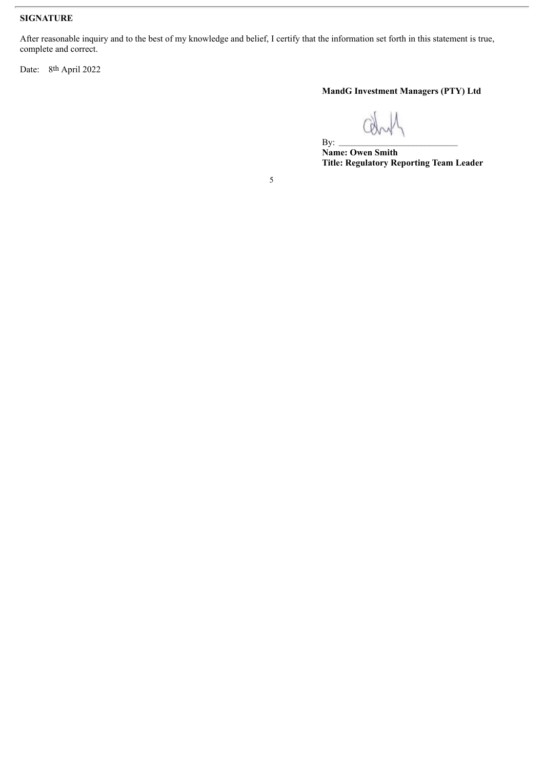**SIGNATURE**

After reasonable inquiry and to the best of my knowledge and belief, I certify that the information set forth in this statement is true, complete and correct.

Date: 8th April 2022

**MandG Investment Managers (PTY) Ltd**

By: \_\_\_\_\_\_\_\_\_\_\_\_\_\_\_\_\_\_\_\_\_\_\_\_\_\_

**Name: Owen Smith**

**Title: Regulatory Reporting Team Leader**